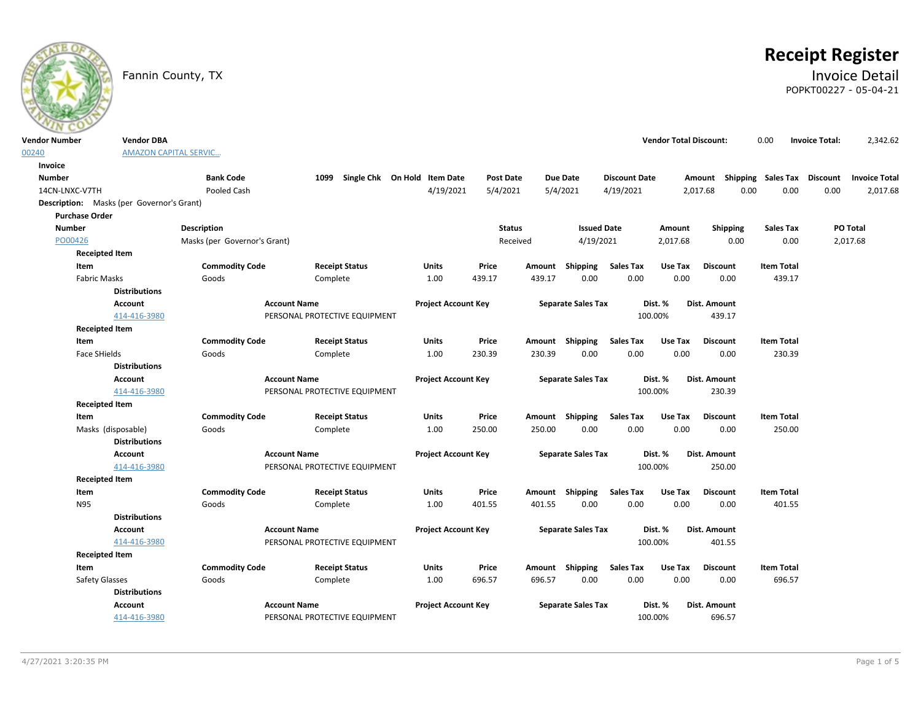Fannin County, TX

# Receipt Register

## Invoice Detail

POPKT00227 - 05-04-21

| Vendor Number | Vendor DBA | Vendor Total Discount: | 0.00 | Invoice Total: | 2,342.62 |
|---|---|---|---|---|---|
| 00240 | AMAZON CAPITAL SERVIC... | | | | |

**Invoice**

| Number | Bank Code | 1099 | Single Chk | On Hold | Item Date | Post Date | Due Date | Discount Date | Amount | Shipping | Sales Tax | Discount | Invoice Total |
|---|---|---|---|---|---|---|---|---|---|---|---|---|---|
| 14CN-LNXC-V7TH | Pooled Cash | | | | 4/19/2021 | 5/4/2021 | 5/4/2021 | 4/19/2021 | 2,017.68 | 0.00 | 0.00 | 0.00 | 2,017.68 |

**Description:** Masks (per Governor's Grant)

**Purchase Order**

| Number | Description | Status | Issued Date | Amount | Shipping | Sales Tax | PO Total |
|---|---|---|---|---|---|---|---|
| PO00426 | Masks (per Governor's Grant) | Received | 4/19/2021 | 2,017.68 | 0.00 | 0.00 | 2,017.68 |

**Receipted Item**

| Item | Commodity Code | Receipt Status | Units | Price | Amount | Shipping | Sales Tax | Use Tax | Discount | Item Total |
|---|---|---|---|---|---|---|---|---|---|---|
| Fabric Masks | Goods | Complete | 1.00 | 439.17 | 439.17 | 0.00 | 0.00 | 0.00 | 0.00 | 439.17 |

**Distributions**

| Account | Account Name | Project Account Key | Separate Sales Tax | Dist. % | Dist. Amount |
|---|---|---|---|---|---|
| 414-416-3980 | PERSONAL PROTECTIVE EQUIPMENT | | | 100.00% | 439.17 |

**Receipted Item**

| Item | Commodity Code | Receipt Status | Units | Price | Amount | Shipping | Sales Tax | Use Tax | Discount | Item Total |
|---|---|---|---|---|---|---|---|---|---|---|
| Face SHields | Goods | Complete | 1.00 | 230.39 | 230.39 | 0.00 | 0.00 | 0.00 | 0.00 | 230.39 |

**Distributions**

| Account | Account Name | Project Account Key | Separate Sales Tax | Dist. % | Dist. Amount |
|---|---|---|---|---|---|
| 414-416-3980 | PERSONAL PROTECTIVE EQUIPMENT | | | 100.00% | 230.39 |

**Receipted Item**

| Item | Commodity Code | Receipt Status | Units | Price | Amount | Shipping | Sales Tax | Use Tax | Discount | Item Total |
|---|---|---|---|---|---|---|---|---|---|---|
| Masks (disposable) | Goods | Complete | 1.00 | 250.00 | 250.00 | 0.00 | 0.00 | 0.00 | 0.00 | 250.00 |

**Distributions**

| Account | Account Name | Project Account Key | Separate Sales Tax | Dist. % | Dist. Amount |
|---|---|---|---|---|---|
| 414-416-3980 | PERSONAL PROTECTIVE EQUIPMENT | | | 100.00% | 250.00 |

**Receipted Item**

| Item | Commodity Code | Receipt Status | Units | Price | Amount | Shipping | Sales Tax | Use Tax | Discount | Item Total |
|---|---|---|---|---|---|---|---|---|---|---|
| N95 | Goods | Complete | 1.00 | 401.55 | 401.55 | 0.00 | 0.00 | 0.00 | 0.00 | 401.55 |

**Distributions**

| Account | Account Name | Project Account Key | Separate Sales Tax | Dist. % | Dist. Amount |
|---|---|---|---|---|---|
| 414-416-3980 | PERSONAL PROTECTIVE EQUIPMENT | | | 100.00% | 401.55 |

**Receipted Item**

| Item | Commodity Code | Receipt Status | Units | Price | Amount | Shipping | Sales Tax | Use Tax | Discount | Item Total |
|---|---|---|---|---|---|---|---|---|---|---|
| Safety Glasses | Goods | Complete | 1.00 | 696.57 | 696.57 | 0.00 | 0.00 | 0.00 | 0.00 | 696.57 |

**Distributions**

| Account | Account Name | Project Account Key | Separate Sales Tax | Dist. % | Dist. Amount |
|---|---|---|---|---|---|
| 414-416-3980 | PERSONAL PROTECTIVE EQUIPMENT | | | 100.00% | 696.57 |

4/27/2021 3:20:35 PM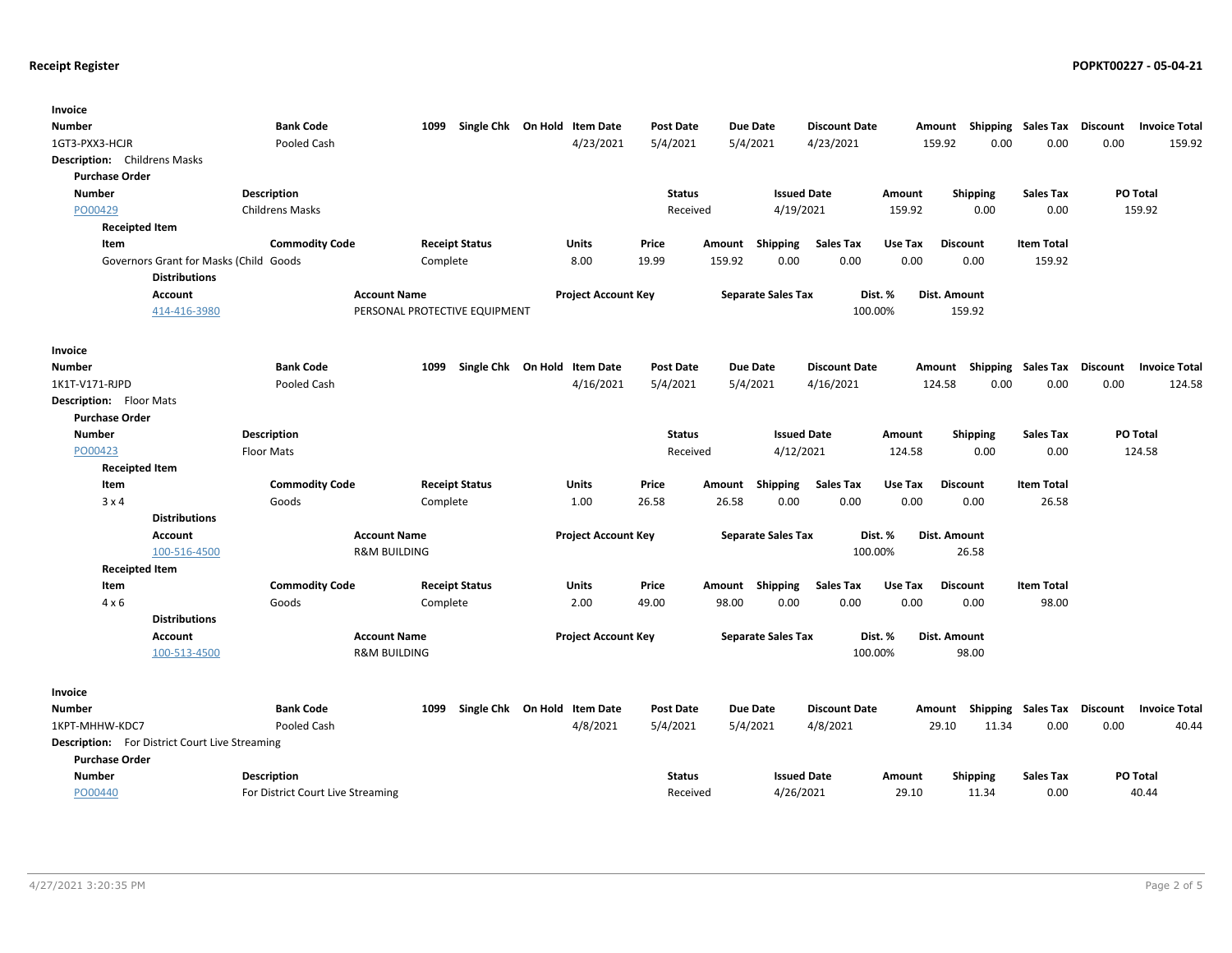# Receipt Register

**POPKT00227 - 05-04-21**

| Invoice Number | Bank Code | 1099 | Single Chk | On Hold | Item Date | Post Date | Due Date | Discount Date | Amount | Shipping | Sales Tax | Discount | Invoice Total |
|---|---|---|---|---|---|---|---|---|---|---|---|---|---|
| 1GT3-PXX3-HCJR | Pooled Cash | | | | 4/23/2021 | 5/4/2021 | 5/4/2021 | 4/23/2021 | 159.92 | 0.00 | 0.00 | 0.00 | 159.92 |

**Description:** Childrens Masks

**Purchase Order**

| Number | Description | Status | Issued Date | Amount | Shipping | Sales Tax | PO Total |
|---|---|---|---|---|---|---|---|
| PO00429 | Childrens Masks | Received | 4/19/2021 | 159.92 | 0.00 | 0.00 | 159.92 |

**Receipted Item**

| Item | Commodity Code | Receipt Status | Units | Price | Amount | Shipping | Sales Tax | Use Tax | Discount | Item Total |
|---|---|---|---|---|---|---|---|---|---|---|
| Governors Grant for Masks (Child | Goods | Complete | 8.00 | 19.99 | 159.92 | 0.00 | 0.00 | 0.00 | 0.00 | 159.92 |

**Distributions**

| Account | Account Name | Project Account Key | Separate Sales Tax | Dist. % | Dist. Amount |
|---|---|---|---|---|---|
| 414-416-3980 | PERSONAL PROTECTIVE EQUIPMENT | | | 100.00% | 159.92 |

| Invoice Number | Bank Code | 1099 | Single Chk | On Hold | Item Date | Post Date | Due Date | Discount Date | Amount | Shipping | Sales Tax | Discount | Invoice Total |
|---|---|---|---|---|---|---|---|---|---|---|---|---|---|
| 1K1T-V171-RJPD | Pooled Cash | | | | 4/16/2021 | 5/4/2021 | 5/4/2021 | 4/16/2021 | 124.58 | 0.00 | 0.00 | 0.00 | 124.58 |

**Description:** Floor Mats

**Purchase Order**

| Number | Description | Status | Issued Date | Amount | Shipping | Sales Tax | PO Total |
|---|---|---|---|---|---|---|---|
| PO00423 | Floor Mats | Received | 4/12/2021 | 124.58 | 0.00 | 0.00 | 124.58 |

**Receipted Item**

| Item | Commodity Code | Receipt Status | Units | Price | Amount | Shipping | Sales Tax | Use Tax | Discount | Item Total |
|---|---|---|---|---|---|---|---|---|---|---|
| 3 x 4 | Goods | Complete | 1.00 | 26.58 | 26.58 | 0.00 | 0.00 | 0.00 | 0.00 | 26.58 |

**Distributions**

| Account | Account Name | Project Account Key | Separate Sales Tax | Dist. % | Dist. Amount |
|---|---|---|---|---|---|
| 100-516-4500 | R&M BUILDING | | | 100.00% | 26.58 |

**Receipted Item**

| Item | Commodity Code | Receipt Status | Units | Price | Amount | Shipping | Sales Tax | Use Tax | Discount | Item Total |
|---|---|---|---|---|---|---|---|---|---|---|
| 4 x 6 | Goods | Complete | 2.00 | 49.00 | 98.00 | 0.00 | 0.00 | 0.00 | 0.00 | 98.00 |

**Distributions**

| Account | Account Name | Project Account Key | Separate Sales Tax | Dist. % | Dist. Amount |
|---|---|---|---|---|---|
| 100-513-4500 | R&M BUILDING | | | 100.00% | 98.00 |

| Invoice Number | Bank Code | 1099 | Single Chk | On Hold | Item Date | Post Date | Due Date | Discount Date | Amount | Shipping | Sales Tax | Discount | Invoice Total |
|---|---|---|---|---|---|---|---|---|---|---|---|---|---|
| 1KPT-MHHW-KDC7 | Pooled Cash | | | | 4/8/2021 | 5/4/2021 | 5/4/2021 | 4/8/2021 | 29.10 | 11.34 | 0.00 | 0.00 | 40.44 |

**Description:** For District Court Live Streaming

**Purchase Order**

| Number | Description | Status | Issued Date | Amount | Shipping | Sales Tax | PO Total |
|---|---|---|---|---|---|---|---|
| PO00440 | For District Court Live Streaming | Received | 4/26/2021 | 29.10 | 11.34 | 0.00 | 40.44 |

4/27/2021 3:20:35 PM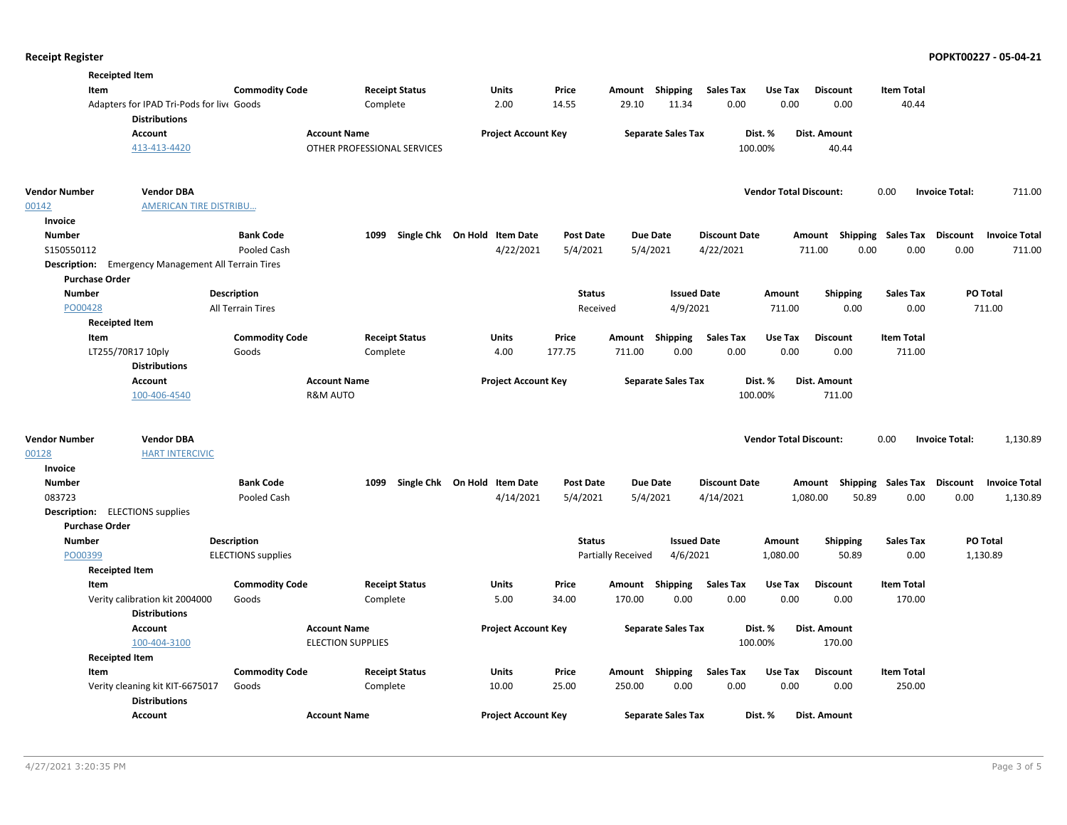**Receipted Item**

| Item | Commodity Code | Receipt Status | Units | Price | Amount | Shipping | Sales Tax | Use Tax | Discount | Item Total |
|---|---|---|---|---|---|---|---|---|---|---|
| Adapters for IPAD Tri-Pods for live | Goods | Complete | 2.00 | 14.55 | 29.10 | 11.34 | 0.00 | 0.00 | 0.00 | 40.44 |

**Distributions**

| Account | Account Name | Project Account Key | Separate Sales Tax | Dist. % | Dist. Amount |
|---|---|---|---|---|---|
| 413-413-4420 | OTHER PROFESSIONAL SERVICES | | | 100.00% | 40.44 |

| Vendor Number | Vendor DBA | Vendor Total Discount: | Invoice Total: |
|---|---|---|---|
| 00142 | AMERICAN TIRE DISTRIBU... | 0.00 | 711.00 |

**Invoice**

| Number | Bank Code | 1099 | Single Chk | On Hold | Item Date | Post Date | Due Date | Discount Date | Amount | Shipping | Sales Tax | Discount | Invoice Total |
|---|---|---|---|---|---|---|---|---|---|---|---|---|---|
| S150550112 | Pooled Cash | | | | 4/22/2021 | 5/4/2021 | 5/4/2021 | 4/22/2021 | 711.00 | 0.00 | 0.00 | 0.00 | 711.00 |

**Description:** Emergency Management All Terrain Tires

**Purchase Order**

| Number | Description | Status | Issued Date | Amount | Shipping | Sales Tax | PO Total |
|---|---|---|---|---|---|---|---|
| PO00428 | All Terrain Tires | Received | 4/9/2021 | 711.00 | 0.00 | 0.00 | 711.00 |

**Receipted Item**

| Item | Commodity Code | Receipt Status | Units | Price | Amount | Shipping | Sales Tax | Use Tax | Discount | Item Total |
|---|---|---|---|---|---|---|---|---|---|---|
| LT255/70R17 10ply | Goods | Complete | 4.00 | 177.75 | 711.00 | 0.00 | 0.00 | 0.00 | 0.00 | 711.00 |

**Distributions**

| Account | Account Name | Project Account Key | Separate Sales Tax | Dist. % | Dist. Amount |
|---|---|---|---|---|---|
| 100-406-4540 | R&M AUTO | | | 100.00% | 711.00 |

| Vendor Number | Vendor DBA | Vendor Total Discount: | Invoice Total: |
|---|---|---|---|
| 00128 | HART INTERCIVIC | 0.00 | 1,130.89 |

**Invoice**

| Number | Bank Code | 1099 | Single Chk | On Hold | Item Date | Post Date | Due Date | Discount Date | Amount | Shipping | Sales Tax | Discount | Invoice Total |
|---|---|---|---|---|---|---|---|---|---|---|---|---|---|
| 083723 | Pooled Cash | | | | 4/14/2021 | 5/4/2021 | 5/4/2021 | 4/14/2021 | 1,080.00 | 50.89 | 0.00 | 0.00 | 1,130.89 |

**Description:** ELECTIONS supplies

**Purchase Order**

| Number | Description | Status | Issued Date | Amount | Shipping | Sales Tax | PO Total |
|---|---|---|---|---|---|---|---|
| PO00399 | ELECTIONS supplies | Partially Received | 4/6/2021 | 1,080.00 | 50.89 | 0.00 | 1,130.89 |

**Receipted Item**

| Item | Commodity Code | Receipt Status | Units | Price | Amount | Shipping | Sales Tax | Use Tax | Discount | Item Total |
|---|---|---|---|---|---|---|---|---|---|---|
| Verity calibration kit 2004000 | Goods | Complete | 5.00 | 34.00 | 170.00 | 0.00 | 0.00 | 0.00 | 0.00 | 170.00 |

**Distributions**

| Account | Account Name | Project Account Key | Separate Sales Tax | Dist. % | Dist. Amount |
|---|---|---|---|---|---|
| 100-404-3100 | ELECTION SUPPLIES | | | 100.00% | 170.00 |

**Receipted Item**

| Item | Commodity Code | Receipt Status | Units | Price | Amount | Shipping | Sales Tax | Use Tax | Discount | Item Total |
|---|---|---|---|---|---|---|---|---|---|---|
| Verity cleaning kit KIT-6675017 | Goods | Complete | 10.00 | 25.00 | 250.00 | 0.00 | 0.00 | 0.00 | 0.00 | 250.00 |

**Distributions**

| Account | Account Name | Project Account Key | Separate Sales Tax | Dist. % | Dist. Amount |
|---|---|---|---|---|---|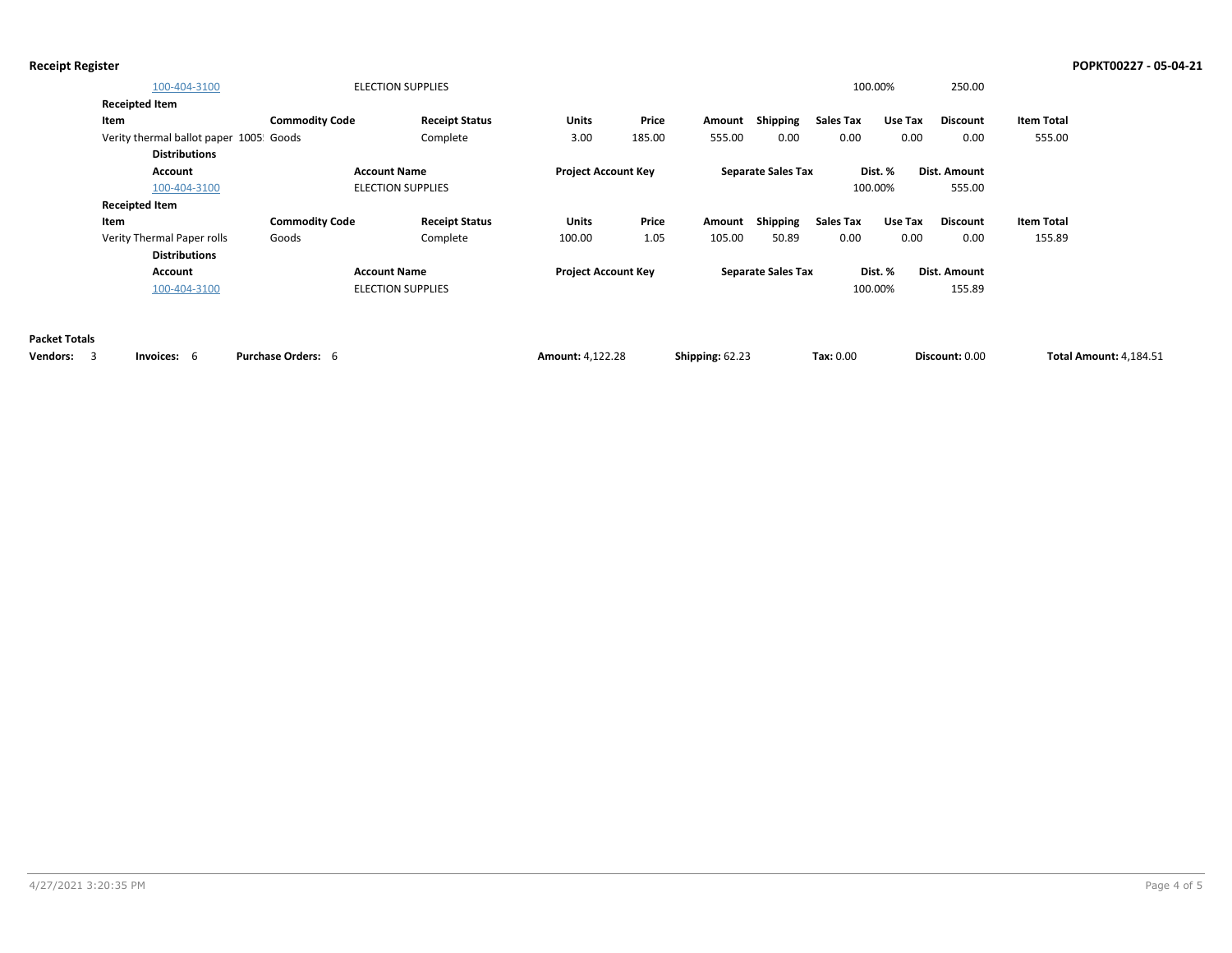| Account | Account Name | Project Account Key | Separate Sales Tax | Dist. % | Dist. Amount |
|---|---|---|---|---|---|
| 100-404-3100 | ELECTION SUPPLIES | | | 100.00% | 250.00 |

**Receipted Item**

| Item | Commodity Code | Receipt Status | Units | Price | Amount | Shipping | Sales Tax | Use Tax | Discount | Item Total |
|---|---|---|---|---|---|---|---|---|---|---|
| Verity thermal ballot paper 1005 | Goods | Complete | 3.00 | 185.00 | 555.00 | 0.00 | 0.00 | 0.00 | 0.00 | 555.00 |

**Distributions**

| Account | Account Name | Project Account Key | Separate Sales Tax | Dist. % | Dist. Amount |
|---|---|---|---|---|---|
| 100-404-3100 | ELECTION SUPPLIES | | | 100.00% | 555.00 |

**Receipted Item**

| Item | Commodity Code | Receipt Status | Units | Price | Amount | Shipping | Sales Tax | Use Tax | Discount | Item Total |
|---|---|---|---|---|---|---|---|---|---|---|
| Verity Thermal Paper rolls | Goods | Complete | 100.00 | 1.05 | 105.00 | 50.89 | 0.00 | 0.00 | 0.00 | 155.89 |

**Distributions**

| Account | Account Name | Project Account Key | Separate Sales Tax | Dist. % | Dist. Amount |
|---|---|---|---|---|---|
| 100-404-3100 | ELECTION SUPPLIES | | | 100.00% | 155.89 |

**Packet Totals**

**Vendors:** 3 **Invoices:** 6 **Purchase Orders:** 6 **Amount:** 4,122.28 **Shipping:** 62.23 **Tax:** 0.00 **Discount:** 0.00 **Total Amount:** 4,184.51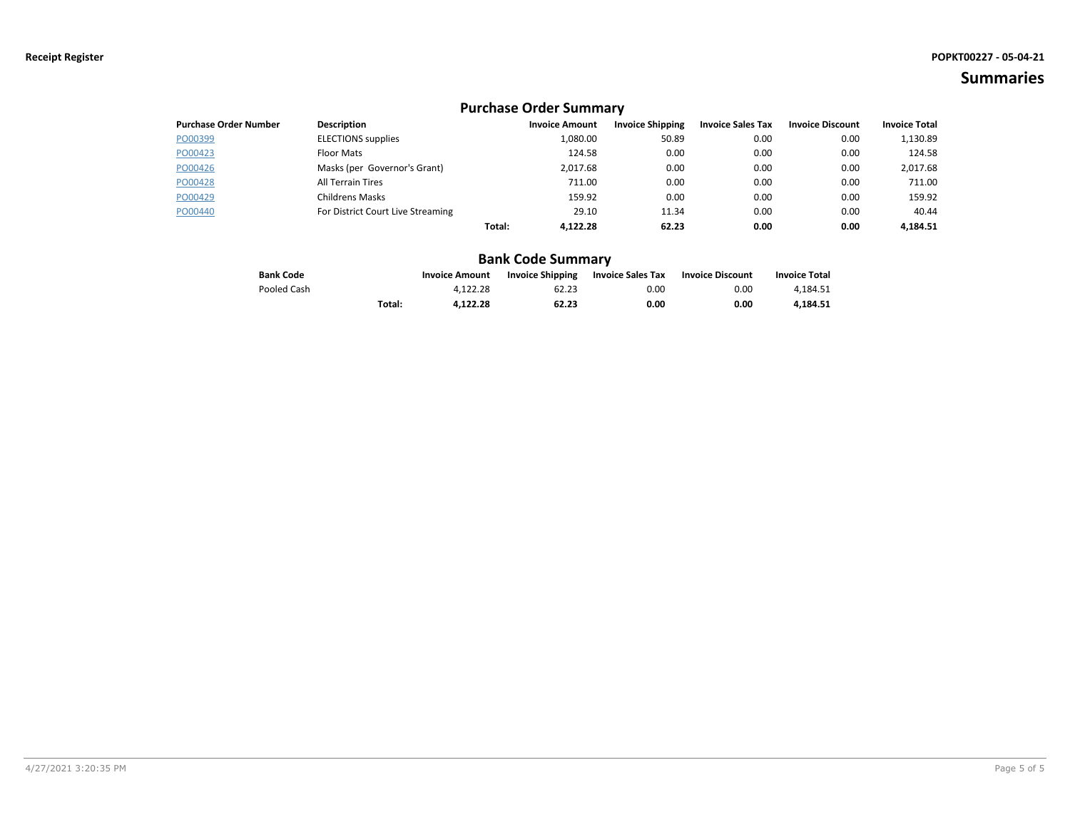Receipt Register

POPKT00227 - 05-04-21

# Summaries

## Purchase Order Summary

| Purchase Order Number | Description | | Invoice Amount | Invoice Shipping | Invoice Sales Tax | Invoice Discount | Invoice Total |
|---|---|---|---|---|---|---|---|
| PO00399 | ELECTIONS supplies | | 1,080.00 | 50.89 | 0.00 | 0.00 | 1,130.89 |
| PO00423 | Floor Mats | | 124.58 | 0.00 | 0.00 | 0.00 | 124.58 |
| PO00426 | Masks (per Governor's Grant) | | 2,017.68 | 0.00 | 0.00 | 0.00 | 2,017.68 |
| PO00428 | All Terrain Tires | | 711.00 | 0.00 | 0.00 | 0.00 | 711.00 |
| PO00429 | Childrens Masks | | 159.92 | 0.00 | 0.00 | 0.00 | 159.92 |
| PO00440 | For District Court Live Streaming | | 29.10 | 11.34 | 0.00 | 0.00 | 40.44 |
| | | **Total:** | **4,122.28** | **62.23** | **0.00** | **0.00** | **4,184.51** |

## Bank Code Summary

| Bank Code | | Invoice Amount | Invoice Shipping | Invoice Sales Tax | Invoice Discount | Invoice Total |
|---|---|---|---|---|---|---|
| Pooled Cash | | 4,122.28 | 62.23 | 0.00 | 0.00 | 4,184.51 |
| | **Total:** | **4,122.28** | **62.23** | **0.00** | **0.00** | **4,184.51** |